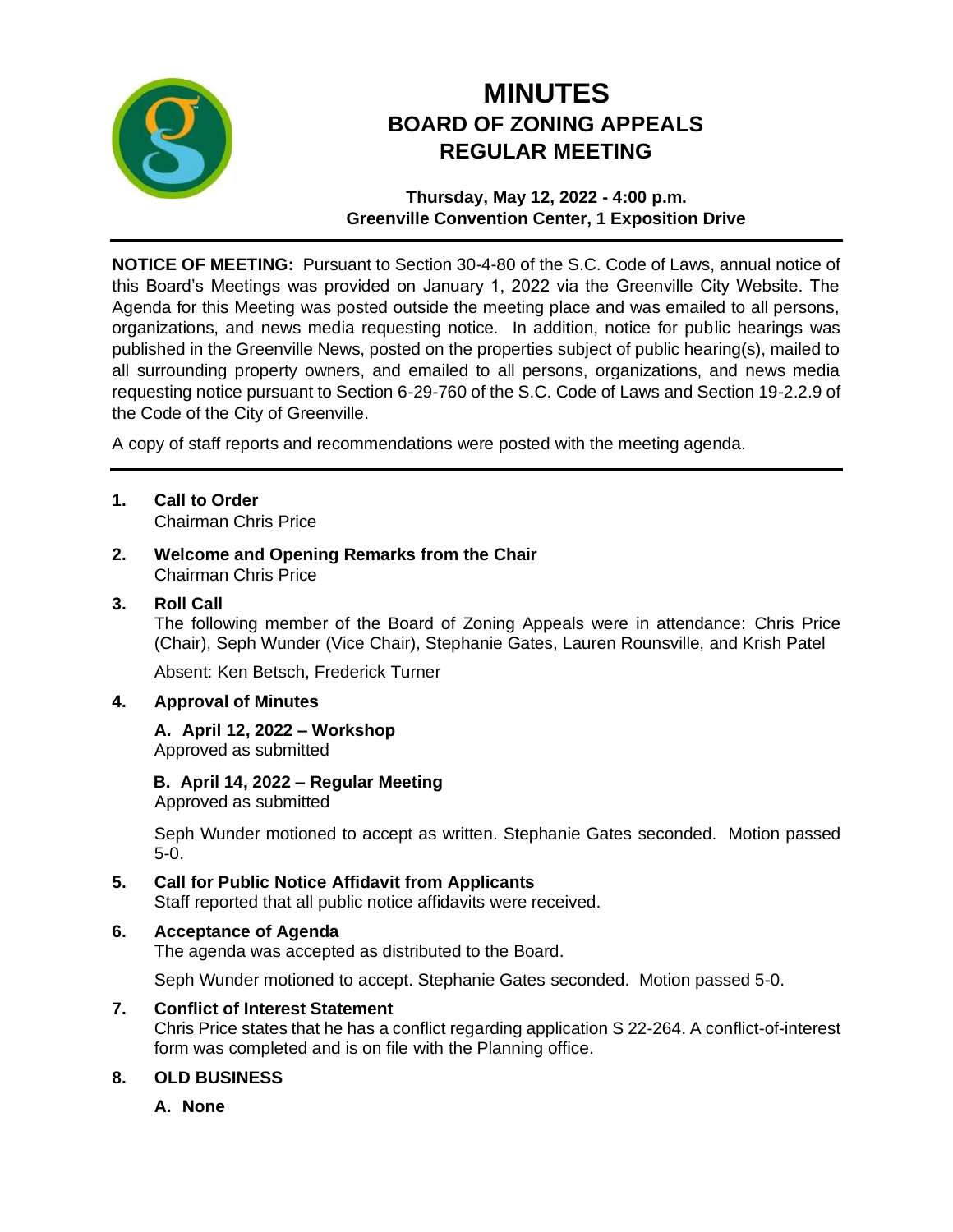# MINUTES
## BOARD OF ZONING APPEALS
## REGULAR MEETING

**Thursday, May 12, 2022 - 4:00 p.m.**
**Greenville Convention Center, 1 Exposition Drive**

---

**NOTICE OF MEETING:** Pursuant to Section 30-4-80 of the S.C. Code of Laws, annual notice of this Board's Meetings was provided on January 1, 2022 via the Greenville City Website. The Agenda for this Meeting was posted outside the meeting place and was emailed to all persons, organizations, and news media requesting notice. In addition, notice for public hearings was published in the Greenville News, posted on the properties subject of public hearing(s), mailed to all surrounding property owners, and emailed to all persons, organizations, and news media requesting notice pursuant to Section 6-29-760 of the S.C. Code of Laws and Section 19-2.2.9 of the Code of the City of Greenville.

A copy of staff reports and recommendations were posted with the meeting agenda.

---

1. **Call to Order**
   Chairman Chris Price

2. **Welcome and Opening Remarks from the Chair**
   Chairman Chris Price

3. **Roll Call**
   The following member of the Board of Zoning Appeals were in attendance: Chris Price (Chair), Seph Wunder (Vice Chair), Stephanie Gates, Lauren Rounsville, and Krish Patel

   Absent: Ken Betsch, Frederick Turner

4. **Approval of Minutes**

   **A. April 12, 2022 – Workshop**
   Approved as submitted

   **B. April 14, 2022 – Regular Meeting**
   Approved as submitted

   Seph Wunder motioned to accept as written. Stephanie Gates seconded. Motion passed 5-0.

5. **Call for Public Notice Affidavit from Applicants**
   Staff reported that all public notice affidavits were received.

6. **Acceptance of Agenda**
   The agenda was accepted as distributed to the Board.

   Seph Wunder motioned to accept. Stephanie Gates seconded. Motion passed 5-0.

7. **Conflict of Interest Statement**
   Chris Price states that he has a conflict regarding application S 22-264. A conflict-of-interest form was completed and is on file with the Planning office.

8. **OLD BUSINESS**

   **A. None**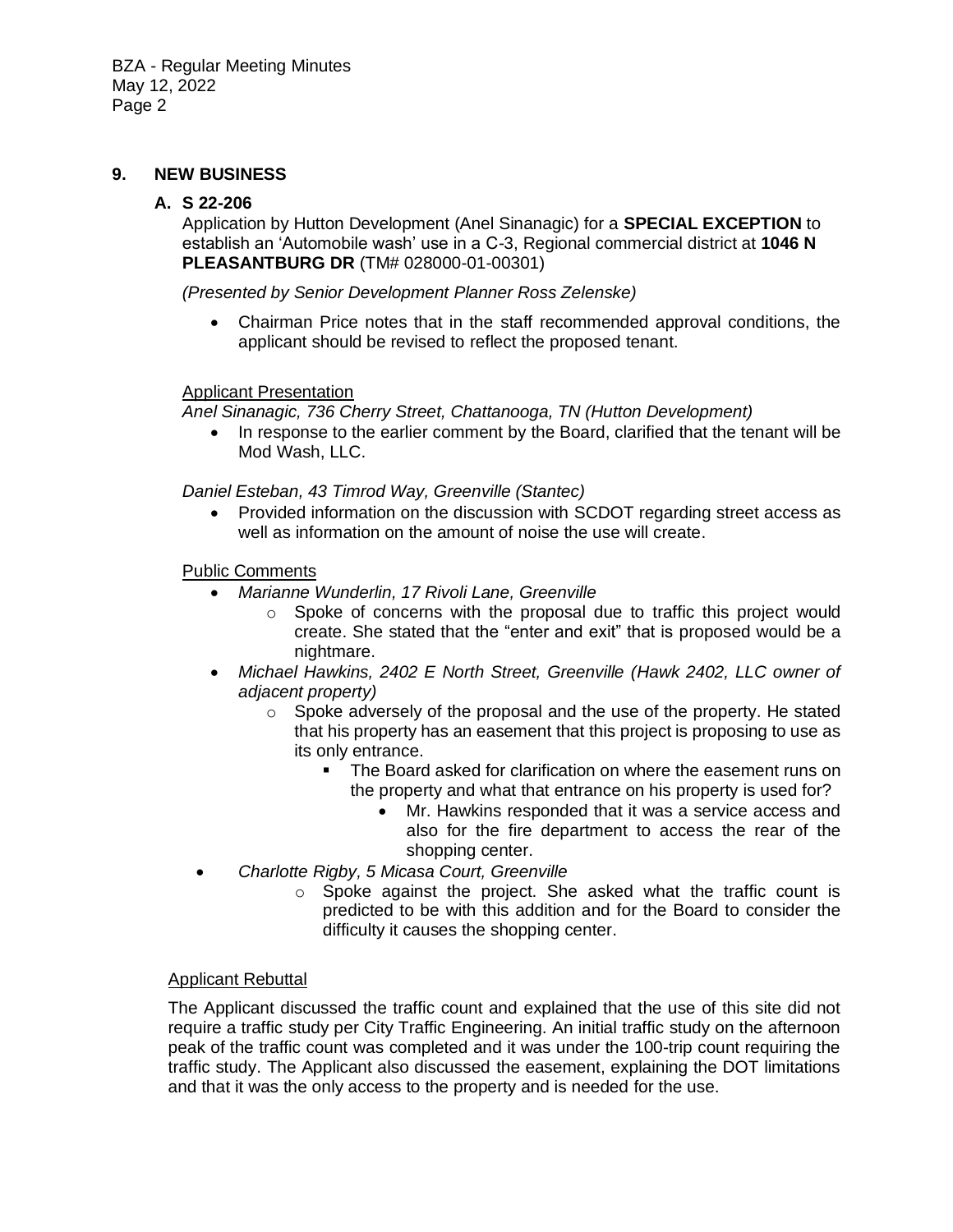## 9. NEW BUSINESS

### A. S 22-206

Application by Hutton Development (Anel Sinanagic) for a **SPECIAL EXCEPTION** to establish an 'Automobile wash' use in a C-3, Regional commercial district at **1046 N PLEASANTBURG DR** (TM# 028000-01-00301)

*(Presented by Senior Development Planner Ross Zelenske)*

- Chairman Price notes that in the staff recommended approval conditions, the applicant should be revised to reflect the proposed tenant.

Applicant Presentation

*Anel Sinanagic, 736 Cherry Street, Chattanooga, TN (Hutton Development)*

- In response to the earlier comment by the Board, clarified that the tenant will be Mod Wash, LLC.

*Daniel Esteban, 43 Timrod Way, Greenville (Stantec)*

- Provided information on the discussion with SCDOT regarding street access as well as information on the amount of noise the use will create.

Public Comments

- *Marianne Wunderlin, 17 Rivoli Lane, Greenville*
  - Spoke of concerns with the proposal due to traffic this project would create. She stated that the "enter and exit" that is proposed would be a nightmare.
- *Michael Hawkins, 2402 E North Street, Greenville (Hawk 2402, LLC owner of adjacent property)*
  - Spoke adversely of the proposal and the use of the property. He stated that his property has an easement that this project is proposing to use as its only entrance.
    - The Board asked for clarification on where the easement runs on the property and what that entrance on his property is used for?
      - Mr. Hawkins responded that it was a service access and also for the fire department to access the rear of the shopping center.
- *Charlotte Rigby, 5 Micasa Court, Greenville*
  - Spoke against the project. She asked what the traffic count is predicted to be with this addition and for the Board to consider the difficulty it causes the shopping center.

Applicant Rebuttal

The Applicant discussed the traffic count and explained that the use of this site did not require a traffic study per City Traffic Engineering. An initial traffic study on the afternoon peak of the traffic count was completed and it was under the 100-trip count requiring the traffic study. The Applicant also discussed the easement, explaining the DOT limitations and that it was the only access to the property and is needed for the use.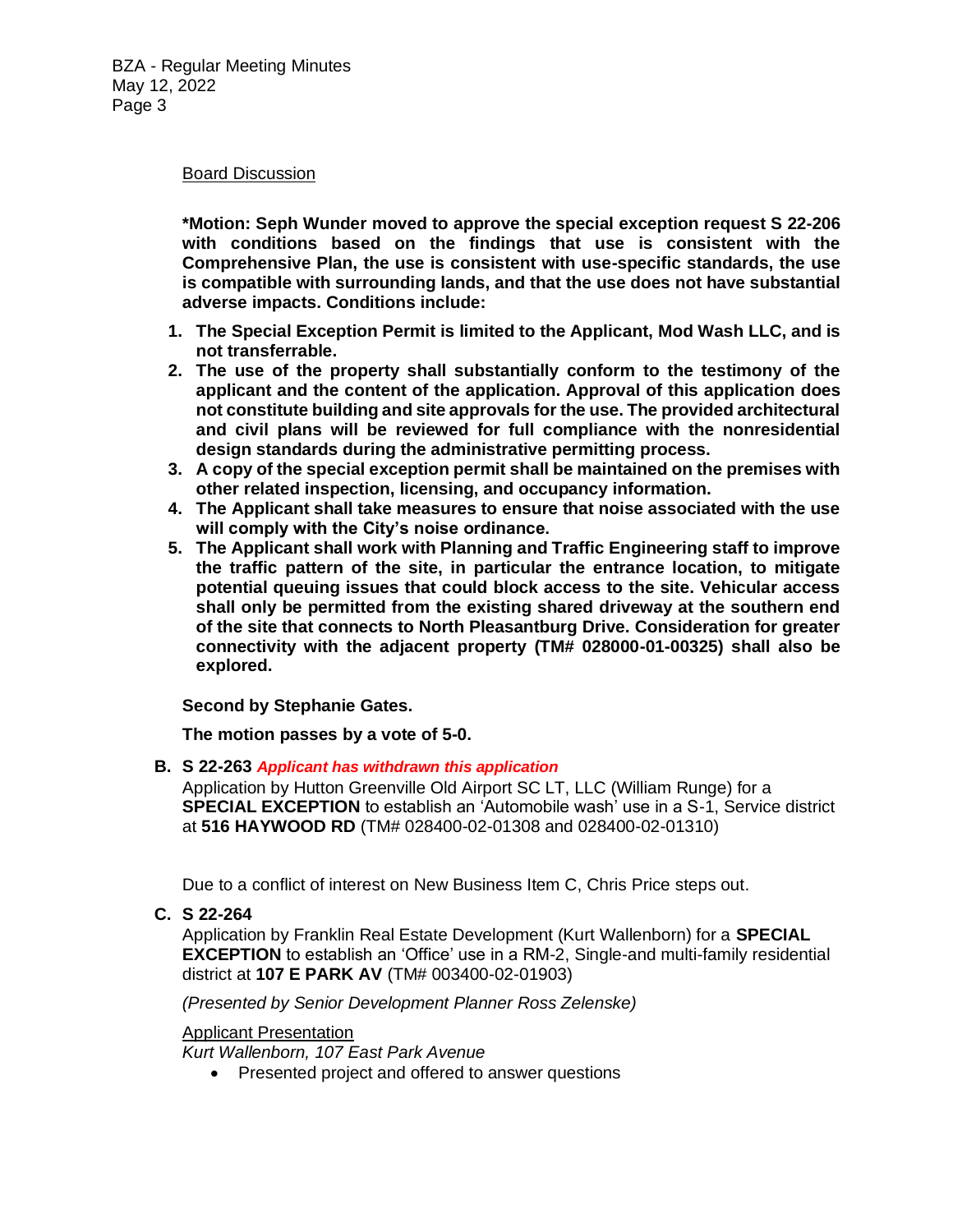Board Discussion

**\*Motion: Seph Wunder moved to approve the special exception request S 22-206 with conditions based on the findings that use is consistent with the Comprehensive Plan, the use is consistent with use-specific standards, the use is compatible with surrounding lands, and that the use does not have substantial adverse impacts. Conditions include:**

1. **The Special Exception Permit is limited to the Applicant, Mod Wash LLC, and is not transferrable.**
2. **The use of the property shall substantially conform to the testimony of the applicant and the content of the application. Approval of this application does not constitute building and site approvals for the use. The provided architectural and civil plans will be reviewed for full compliance with the nonresidential design standards during the administrative permitting process.**
3. **A copy of the special exception permit shall be maintained on the premises with other related inspection, licensing, and occupancy information.**
4. **The Applicant shall take measures to ensure that noise associated with the use will comply with the City's noise ordinance.**
5. **The Applicant shall work with Planning and Traffic Engineering staff to improve the traffic pattern of the site, in particular the entrance location, to mitigate potential queuing issues that could block access to the site. Vehicular access shall only be permitted from the existing shared driveway at the southern end of the site that connects to North Pleasantburg Drive. Consideration for greater connectivity with the adjacent property (TM# 028000-01-00325) shall also be explored.**

**Second by Stephanie Gates.**

**The motion passes by a vote of 5-0.**

**B. S 22-263** ***Applicant has withdrawn this application***

Application by Hutton Greenville Old Airport SC LT, LLC (William Runge) for a **SPECIAL EXCEPTION** to establish an 'Automobile wash' use in a S-1, Service district at **516 HAYWOOD RD** (TM# 028400-02-01308 and 028400-02-01310)

Due to a conflict of interest on New Business Item C, Chris Price steps out.

**C. S 22-264**

Application by Franklin Real Estate Development (Kurt Wallenborn) for a **SPECIAL EXCEPTION** to establish an 'Office' use in a RM-2, Single-and multi-family residential district at **107 E PARK AV** (TM# 003400-02-01903)

*(Presented by Senior Development Planner Ross Zelenske)*

Applicant Presentation

*Kurt Wallenborn, 107 East Park Avenue*

- Presented project and offered to answer questions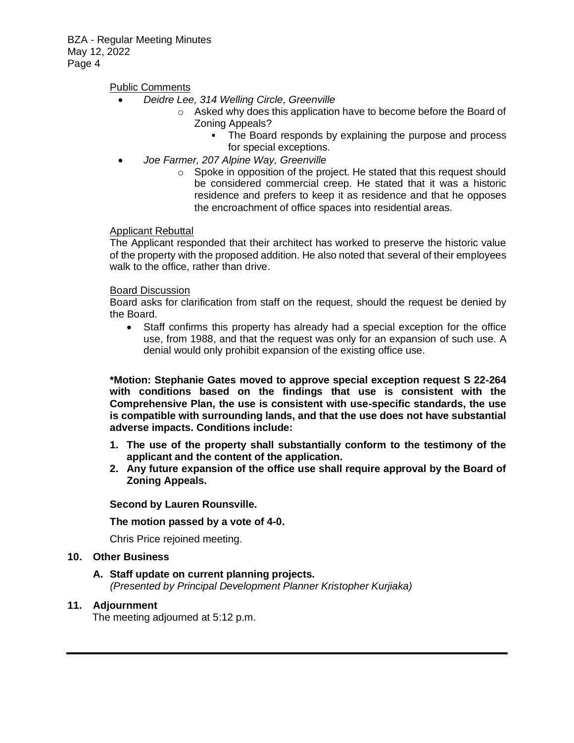Public Comments

- *Deidre Lee, 314 Welling Circle, Greenville*
    - Asked why does this application have to become before the Board of Zoning Appeals?
        - The Board responds by explaining the purpose and process for special exceptions.
- *Joe Farmer, 207 Alpine Way, Greenville*
    - Spoke in opposition of the project. He stated that this request should be considered commercial creep. He stated that it was a historic residence and prefers to keep it as residence and that he opposes the encroachment of office spaces into residential areas.

Applicant Rebuttal

The Applicant responded that their architect has worked to preserve the historic value of the property with the proposed addition. He also noted that several of their employees walk to the office, rather than drive.

Board Discussion

Board asks for clarification from staff on the request, should the request be denied by the Board.

- Staff confirms this property has already had a special exception for the office use, from 1988, and that the request was only for an expansion of such use. A denial would only prohibit expansion of the existing office use.

**\*Motion: Stephanie Gates moved to approve special exception request S 22-264 with conditions based on the findings that use is consistent with the Comprehensive Plan, the use is consistent with use-specific standards, the use is compatible with surrounding lands, and that the use does not have substantial adverse impacts. Conditions include:**

1. **The use of the property shall substantially conform to the testimony of the applicant and the content of the application.**
2. **Any future expansion of the office use shall require approval by the Board of Zoning Appeals.**

**Second by Lauren Rounsville.**

**The motion passed by a vote of 4-0.**

Chris Price rejoined meeting.

**10. Other Business**

**A. Staff update on current planning projects.**
*(Presented by Principal Development Planner Kristopher Kurjiaka)*

**11. Adjournment**

The meeting adjourned at 5:12 p.m.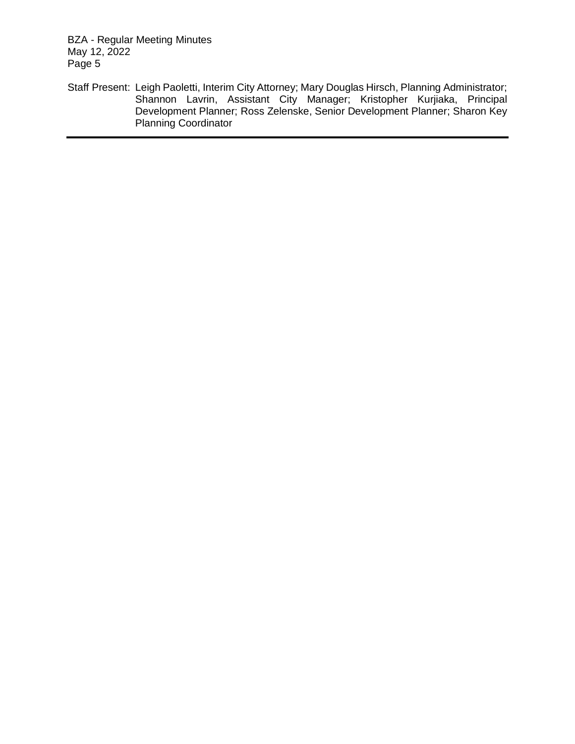Staff Present: Leigh Paoletti, Interim City Attorney; Mary Douglas Hirsch, Planning Administrator; Shannon Lavrin, Assistant City Manager; Kristopher Kurjiaka, Principal Development Planner; Ross Zelenske, Senior Development Planner; Sharon Key Planning Coordinator

---